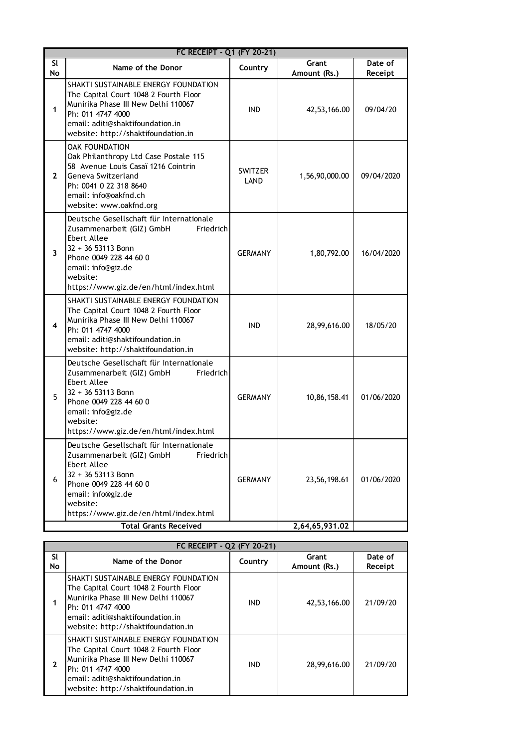| FC RECEIPT - Q1 (FY 20-21) | | | | |
|---|---|---|---|---|
| Sl No | Name of the Donor | Country | Grant Amount (Rs.) | Date of Receipt |
| 1 | SHAKTI SUSTAINABLE ENERGY FOUNDATION The Capital Court 1048 2 Fourth Floor Munirika Phase III New Delhi 110067 Ph: 011 4747 4000 email: aditi@shaktifoundation.in website: http://shaktifoundation.in | IND | 42,53,166.00 | 09/04/20 |
| 2 | OAK FOUNDATION Oak Philanthropy Ltd Case Postale 115 58 Avenue Louis Casaï 1216 Cointrin Geneva Switzerland Ph: 0041 0 22 318 8640 email: info@oakfnd.ch website: www.oakfnd.org | SWITZER LAND | 1,56,90,000.00 | 09/04/2020 |
| 3 | Deutsche Gesellschaft für Internationale Zusammenarbeit (GIZ) GmbH Friedrich Ebert Allee 32 + 36 53113 Bonn Phone 0049 228 44 60 0 email: info@giz.de website: https://www.giz.de/en/html/index.html | GERMANY | 1,80,792.00 | 16/04/2020 |
| 4 | SHAKTI SUSTAINABLE ENERGY FOUNDATION The Capital Court 1048 2 Fourth Floor Munirika Phase III New Delhi 110067 Ph: 011 4747 4000 email: aditi@shaktifoundation.in website: http://shaktifoundation.in | IND | 28,99,616.00 | 18/05/20 |
| 5 | Deutsche Gesellschaft für Internationale Zusammenarbeit (GIZ) GmbH Friedrich Ebert Allee 32 + 36 53113 Bonn Phone 0049 228 44 60 0 email: info@giz.de website: https://www.giz.de/en/html/index.html | GERMANY | 10,86,158.41 | 01/06/2020 |
| 6 | Deutsche Gesellschaft für Internationale Zusammenarbeit (GIZ) GmbH Friedrich Ebert Allee 32 + 36 53113 Bonn Phone 0049 228 44 60 0 email: info@giz.de website: https://www.giz.de/en/html/index.html | GERMANY | 23,56,198.61 | 01/06/2020 |
| Total Grants Received | | | 2,64,65,931.02 | |

| FC RECEIPT - Q2 (FY 20-21) | | | | |
|---|---|---|---|---|
| Sl No | Name of the Donor | Country | Grant Amount (Rs.) | Date of Receipt |
| 1 | SHAKTI SUSTAINABLE ENERGY FOUNDATION The Capital Court 1048 2 Fourth Floor Munirika Phase III New Delhi 110067 Ph: 011 4747 4000 email: aditi@shaktifoundation.in website: http://shaktifoundation.in | IND | 42,53,166.00 | 21/09/20 |
| 2 | SHAKTI SUSTAINABLE ENERGY FOUNDATION The Capital Court 1048 2 Fourth Floor Munirika Phase III New Delhi 110067 Ph: 011 4747 4000 email: aditi@shaktifoundation.in website: http://shaktifoundation.in | IND | 28,99,616.00 | 21/09/20 |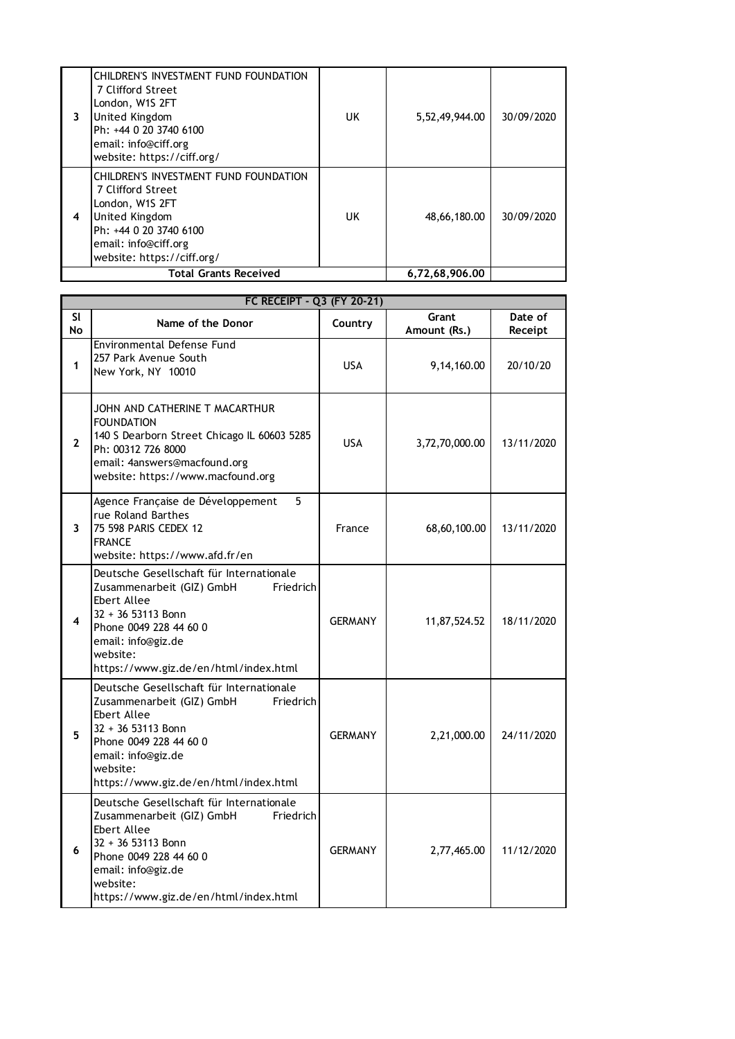| 3 | CHILDREN'S INVESTMENT FUND FOUNDATION 7 Clifford Street London, W1S 2FT United Kingdom Ph: +44 0 20 3740 6100 email: info@ciff.org website: https://ciff.org/ | UK | 5,52,49,944.00 | 30/09/2020 |
|---|---|---|---|---|
| 4 | CHILDREN'S INVESTMENT FUND FOUNDATION 7 Clifford Street London, W1S 2FT United Kingdom Ph: +44 0 20 3740 6100 email: info@ciff.org website: https://ciff.org/ | UK | 48,66,180.00 | 30/09/2020 |
| **Total Grants Received** | | | **6,72,68,906.00** | |

| **FC RECEIPT - Q3 (FY 20-21)** | | | | |
|---|---|---|---|---|
| **Sl No** | **Name of the Donor** | **Country** | **Grant Amount (Rs.)** | **Date of Receipt** |
| 1 | Environmental Defense Fund 257 Park Avenue South New York, NY 10010 | USA | 9,14,160.00 | 20/10/20 |
| 2 | JOHN AND CATHERINE T MACARTHUR FOUNDATION 140 S Dearborn Street Chicago IL 60603 5285 Ph: 00312 726 8000 email: 4answers@macfound.org website: https://www.macfound.org | USA | 3,72,70,000.00 | 13/11/2020 |
| 3 | Agence Française de Développement 5 rue Roland Barthes 75 598 PARIS CEDEX 12 FRANCE website: https://www.afd.fr/en | France | 68,60,100.00 | 13/11/2020 |
| 4 | Deutsche Gesellschaft für Internationale Zusammenarbeit (GIZ) GmbH Friedrich Ebert Allee 32 + 36 53113 Bonn Phone 0049 228 44 60 0 email: info@giz.de website: https://www.giz.de/en/html/index.html | GERMANY | 11,87,524.52 | 18/11/2020 |
| 5 | Deutsche Gesellschaft für Internationale Zusammenarbeit (GIZ) GmbH Friedrich Ebert Allee 32 + 36 53113 Bonn Phone 0049 228 44 60 0 email: info@giz.de website: https://www.giz.de/en/html/index.html | GERMANY | 2,21,000.00 | 24/11/2020 |
| 6 | Deutsche Gesellschaft für Internationale Zusammenarbeit (GIZ) GmbH Friedrich Ebert Allee 32 + 36 53113 Bonn Phone 0049 228 44 60 0 email: info@giz.de website: https://www.giz.de/en/html/index.html | GERMANY | 2,77,465.00 | 11/12/2020 |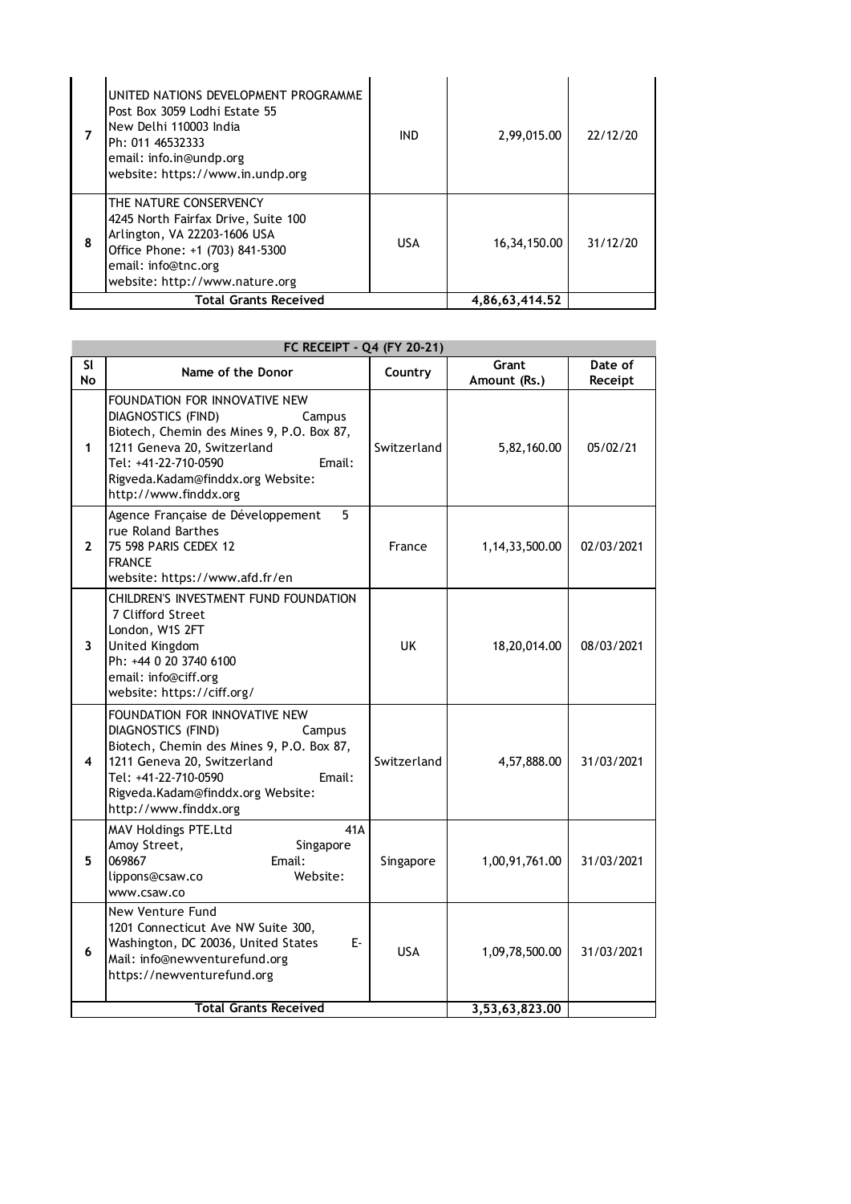| | | | | |
|---|---|---|---|---|
| 7 | UNITED NATIONS DEVELOPMENT PROGRAMME Post Box 3059 Lodhi Estate 55 New Delhi 110003 India Ph: 011 46532333 email: info.in@undp.org website: https://www.in.undp.org | IND | 2,99,015.00 | 22/12/20 |
| 8 | THE NATURE CONSERVENCY 4245 North Fairfax Drive, Suite 100 Arlington, VA 22203-1606 USA Office Phone: +1 (703) 841-5300 email: info@tnc.org website: http://www.nature.org | USA | 16,34,150.00 | 31/12/20 |
| | **Total Grants Received** | | **4,86,63,414.52** | |

| FC RECEIPT - Q4 (FY 20-21) | | | | |
|---|---|---|---|---|
| **Sl No** | **Name of the Donor** | **Country** | **Grant Amount (Rs.)** | **Date of Receipt** |
| 1 | FOUNDATION FOR INNOVATIVE NEW DIAGNOSTICS (FIND) Campus Biotech, Chemin des Mines 9, P.O. Box 87, 1211 Geneva 20, Switzerland Tel: +41-22-710-0590 Email: Rigveda.Kadam@finddx.org Website: http://www.finddx.org | Switzerland | 5,82,160.00 | 05/02/21 |
| 2 | Agence Française de Développement 5 rue Roland Barthes 75 598 PARIS CEDEX 12 FRANCE website: https://www.afd.fr/en | France | 1,14,33,500.00 | 02/03/2021 |
| 3 | CHILDREN'S INVESTMENT FUND FOUNDATION 7 Clifford Street London, W1S 2FT United Kingdom Ph: +44 0 20 3740 6100 email: info@ciff.org website: https://ciff.org/ | UK | 18,20,014.00 | 08/03/2021 |
| 4 | FOUNDATION FOR INNOVATIVE NEW DIAGNOSTICS (FIND) Campus Biotech, Chemin des Mines 9, P.O. Box 87, 1211 Geneva 20, Switzerland Tel: +41-22-710-0590 Email: Rigveda.Kadam@finddx.org Website: http://www.finddx.org | Switzerland | 4,57,888.00 | 31/03/2021 |
| 5 | MAV Holdings PTE.Ltd 41A Amoy Street, Singapore 069867 Email: lippons@csaw.co Website: www.csaw.co | Singapore | 1,00,91,761.00 | 31/03/2021 |
| 6 | New Venture Fund 1201 Connecticut Ave NW Suite 300, Washington, DC 20036, United States E-Mail: info@newventurefund.org https://newventurefund.org | USA | 1,09,78,500.00 | 31/03/2021 |
| | **Total Grants Received** | | **3,53,63,823.00** | |